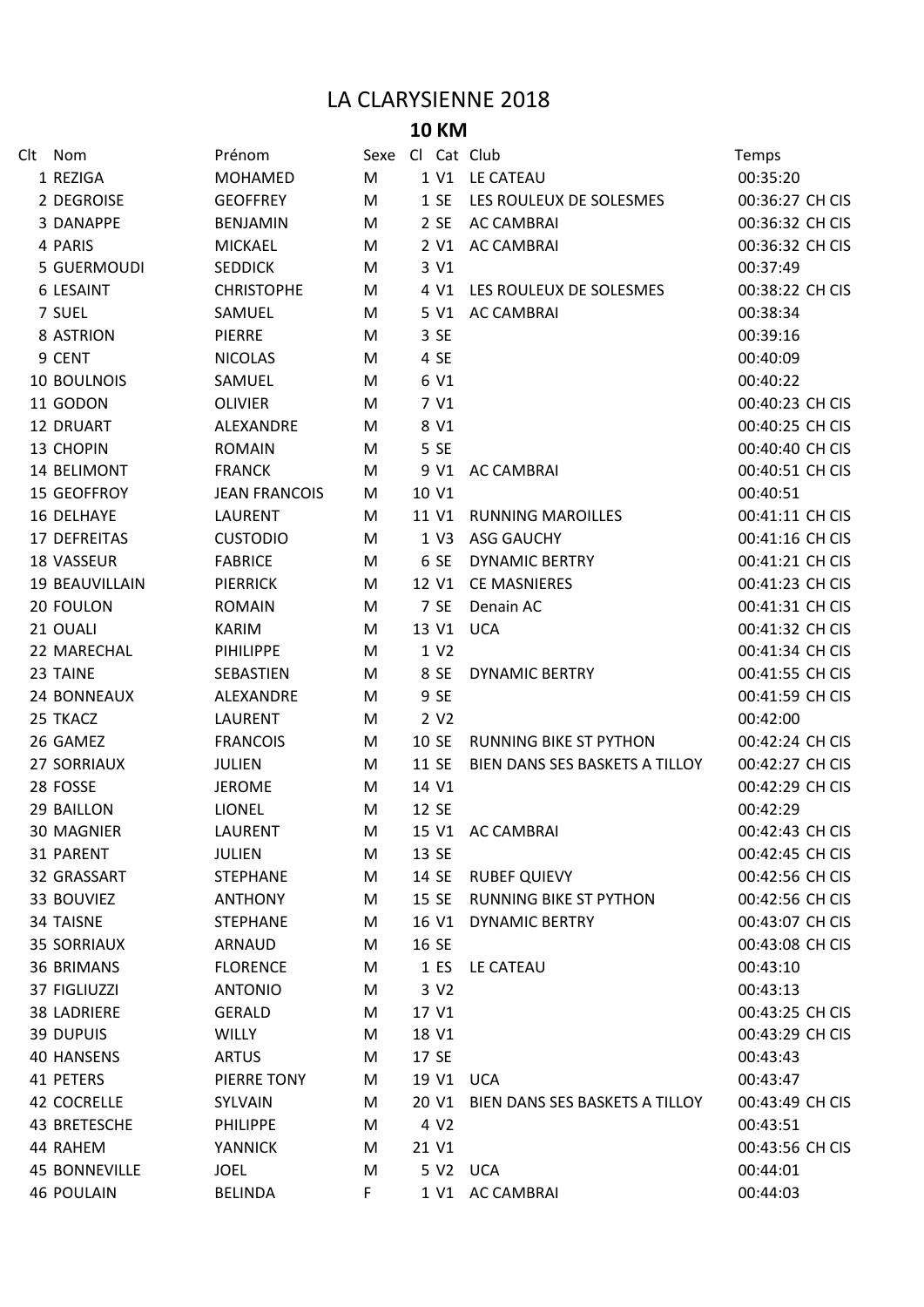# LA CLARYSIENNE 2018

## 10 KM

| Clt | Nom | Prénom | Sexe | Cl | Cat | Club | Temps |
|---|---|---|---|---|---|---|---|
| 1 | REZIGA | MOHAMED | M | 1 | V1 | LE CATEAU | 00:35:20 |
| 2 | DEGROISE | GEOFFREY | M | 1 | SE | LES ROULEUX DE SOLESMES | 00:36:27 CH CIS |
| 3 | DANAPPE | BENJAMIN | M | 2 | SE | AC CAMBRAI | 00:36:32 CH CIS |
| 4 | PARIS | MICKAEL | M | 2 | V1 | AC CAMBRAI | 00:36:32 CH CIS |
| 5 | GUERMOUDI | SEDDICK | M | 3 | V1 | | 00:37:49 |
| 6 | LESAINT | CHRISTOPHE | M | 4 | V1 | LES ROULEUX DE SOLESMES | 00:38:22 CH CIS |
| 7 | SUEL | SAMUEL | M | 5 | V1 | AC CAMBRAI | 00:38:34 |
| 8 | ASTRION | PIERRE | M | 3 | SE | | 00:39:16 |
| 9 | CENT | NICOLAS | M | 4 | SE | | 00:40:09 |
| 10 | BOULNOIS | SAMUEL | M | 6 | V1 | | 00:40:22 |
| 11 | GODON | OLIVIER | M | 7 | V1 | | 00:40:23 CH CIS |
| 12 | DRUART | ALEXANDRE | M | 8 | V1 | | 00:40:25 CH CIS |
| 13 | CHOPIN | ROMAIN | M | 5 | SE | | 00:40:40 CH CIS |
| 14 | BELIMONT | FRANCK | M | 9 | V1 | AC CAMBRAI | 00:40:51 CH CIS |
| 15 | GEOFFROY | JEAN FRANCOIS | M | 10 | V1 | | 00:40:51 |
| 16 | DELHAYE | LAURENT | M | 11 | V1 | RUNNING MAROILLES | 00:41:11 CH CIS |
| 17 | DEFREITAS | CUSTODIO | M | 1 | V3 | ASG GAUCHY | 00:41:16 CH CIS |
| 18 | VASSEUR | FABRICE | M | 6 | SE | DYNAMIC BERTRY | 00:41:21 CH CIS |
| 19 | BEAUVILLAIN | PIERRICK | M | 12 | V1 | CE MASNIERES | 00:41:23 CH CIS |
| 20 | FOULON | ROMAIN | M | 7 | SE | Denain AC | 00:41:31 CH CIS |
| 21 | OUALI | KARIM | M | 13 | V1 | UCA | 00:41:32 CH CIS |
| 22 | MARECHAL | PIHILIPPE | M | 1 | V2 | | 00:41:34 CH CIS |
| 23 | TAINE | SEBASTIEN | M | 8 | SE | DYNAMIC BERTRY | 00:41:55 CH CIS |
| 24 | BONNEAUX | ALEXANDRE | M | 9 | SE | | 00:41:59 CH CIS |
| 25 | TKACZ | LAURENT | M | 2 | V2 | | 00:42:00 |
| 26 | GAMEZ | FRANCOIS | M | 10 | SE | RUNNING BIKE ST PYTHON | 00:42:24 CH CIS |
| 27 | SORRIAUX | JULIEN | M | 11 | SE | BIEN DANS SES BASKETS A TILLOY | 00:42:27 CH CIS |
| 28 | FOSSE | JEROME | M | 14 | V1 | | 00:42:29 CH CIS |
| 29 | BAILLON | LIONEL | M | 12 | SE | | 00:42:29 |
| 30 | MAGNIER | LAURENT | M | 15 | V1 | AC CAMBRAI | 00:42:43 CH CIS |
| 31 | PARENT | JULIEN | M | 13 | SE | | 00:42:45 CH CIS |
| 32 | GRASSART | STEPHANE | M | 14 | SE | RUBEF QUIEVY | 00:42:56 CH CIS |
| 33 | BOUVIEZ | ANTHONY | M | 15 | SE | RUNNING BIKE ST PYTHON | 00:42:56 CH CIS |
| 34 | TAISNE | STEPHANE | M | 16 | V1 | DYNAMIC BERTRY | 00:43:07 CH CIS |
| 35 | SORRIAUX | ARNAUD | M | 16 | SE | | 00:43:08 CH CIS |
| 36 | BRIMANS | FLORENCE | M | 1 | ES | LE CATEAU | 00:43:10 |
| 37 | FIGLIUZZI | ANTONIO | M | 3 | V2 | | 00:43:13 |
| 38 | LADRIERE | GERALD | M | 17 | V1 | | 00:43:25 CH CIS |
| 39 | DUPUIS | WILLY | M | 18 | V1 | | 00:43:29 CH CIS |
| 40 | HANSENS | ARTUS | M | 17 | SE | | 00:43:43 |
| 41 | PETERS | PIERRE TONY | M | 19 | V1 | UCA | 00:43:47 |
| 42 | COCRELLE | SYLVAIN | M | 20 | V1 | BIEN DANS SES BASKETS A TILLOY | 00:43:49 CH CIS |
| 43 | BRETESCHE | PHILIPPE | M | 4 | V2 | | 00:43:51 |
| 44 | RAHEM | YANNICK | M | 21 | V1 | | 00:43:56 CH CIS |
| 45 | BONNEVILLE | JOEL | M | 5 | V2 | UCA | 00:44:01 |
| 46 | POULAIN | BELINDA | F | 1 | V1 | AC CAMBRAI | 00:44:03 |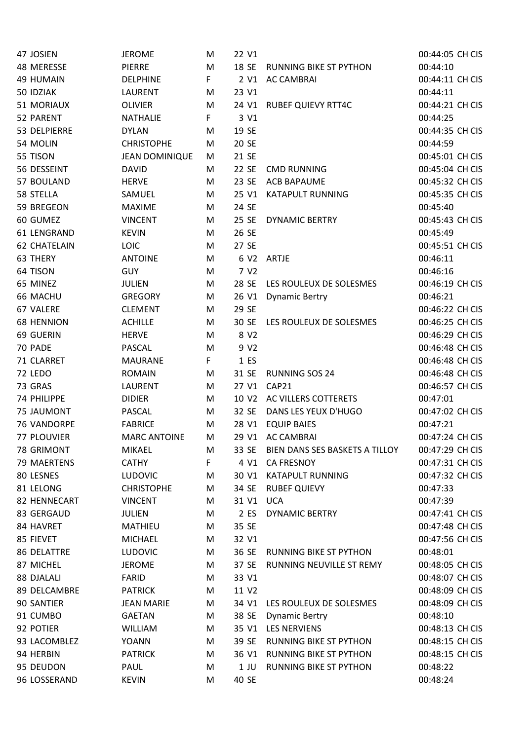| | | | | | | | |
|---|---|---|---|---|---|---|---|
| 47 | JOSIEN | JEROME | M | 22 | V1 | | 00:44:05 CH CIS |
| 48 | MERESSE | PIERRE | M | 18 | SE | RUNNING BIKE ST PYTHON | 00:44:10 |
| 49 | HUMAIN | DELPHINE | F | 2 | V1 | AC CAMBRAI | 00:44:11 CH CIS |
| 50 | IDZIAK | LAURENT | M | 23 | V1 | | 00:44:11 |
| 51 | MORIAUX | OLIVIER | M | 24 | V1 | RUBEF QUIEVY RTT4C | 00:44:21 CH CIS |
| 52 | PARENT | NATHALIE | F | 3 | V1 | | 00:44:25 |
| 53 | DELPIERRE | DYLAN | M | 19 | SE | | 00:44:35 CH CIS |
| 54 | MOLIN | CHRISTOPHE | M | 20 | SE | | 00:44:59 |
| 55 | TISON | JEAN DOMINIQUE | M | 21 | SE | | 00:45:01 CH CIS |
| 56 | DESSEINT | DAVID | M | 22 | SE | CMD RUNNING | 00:45:04 CH CIS |
| 57 | BOULAND | HERVE | M | 23 | SE | ACB BAPAUME | 00:45:32 CH CIS |
| 58 | STELLA | SAMUEL | M | 25 | V1 | KATAPULT RUNNING | 00:45:35 CH CIS |
| 59 | BREGEON | MAXIME | M | 24 | SE | | 00:45:40 |
| 60 | GUMEZ | VINCENT | M | 25 | SE | DYNAMIC BERTRY | 00:45:43 CH CIS |
| 61 | LENGRAND | KEVIN | M | 26 | SE | | 00:45:49 |
| 62 | CHATELAIN | LOIC | M | 27 | SE | | 00:45:51 CH CIS |
| 63 | THERY | ANTOINE | M | 6 | V2 | ARTJE | 00:46:11 |
| 64 | TISON | GUY | M | 7 | V2 | | 00:46:16 |
| 65 | MINEZ | JULIEN | M | 28 | SE | LES ROULEUX DE SOLESMES | 00:46:19 CH CIS |
| 66 | MACHU | GREGORY | M | 26 | V1 | Dynamic Bertry | 00:46:21 |
| 67 | VALERE | CLEMENT | M | 29 | SE | | 00:46:22 CH CIS |
| 68 | HENNION | ACHILLE | M | 30 | SE | LES ROULEUX DE SOLESMES | 00:46:25 CH CIS |
| 69 | GUERIN | HERVE | M | 8 | V2 | | 00:46:29 CH CIS |
| 70 | PADE | PASCAL | M | 9 | V2 | | 00:46:48 CH CIS |
| 71 | CLARRET | MAURANE | F | 1 | ES | | 00:46:48 CH CIS |
| 72 | LEDO | ROMAIN | M | 31 | SE | RUNNING SOS 24 | 00:46:48 CH CIS |
| 73 | GRAS | LAURENT | M | 27 | V1 | CAP21 | 00:46:57 CH CIS |
| 74 | PHILIPPE | DIDIER | M | 10 | V2 | AC VILLERS COTTERETS | 00:47:01 |
| 75 | JAUMONT | PASCAL | M | 32 | SE | DANS LES YEUX D'HUGO | 00:47:02 CH CIS |
| 76 | VANDORPE | FABRICE | M | 28 | V1 | EQUIP BAIES | 00:47:21 |
| 77 | PLOUVIER | MARC ANTOINE | M | 29 | V1 | AC CAMBRAI | 00:47:24 CH CIS |
| 78 | GRIMONT | MIKAEL | M | 33 | SE | BIEN DANS SES BASKETS A TILLOY | 00:47:29 CH CIS |
| 79 | MAERTENS | CATHY | F | 4 | V1 | CA FRESNOY | 00:47:31 CH CIS |
| 80 | LESNES | LUDOVIC | M | 30 | V1 | KATAPULT RUNNING | 00:47:32 CH CIS |
| 81 | LELONG | CHRISTOPHE | M | 34 | SE | RUBEF QUIEVY | 00:47:33 |
| 82 | HENNECART | VINCENT | M | 31 | V1 | UCA | 00:47:39 |
| 83 | GERGAUD | JULIEN | M | 2 | ES | DYNAMIC BERTRY | 00:47:41 CH CIS |
| 84 | HAVRET | MATHIEU | M | 35 | SE | | 00:47:48 CH CIS |
| 85 | FIEVET | MICHAEL | M | 32 | V1 | | 00:47:56 CH CIS |
| 86 | DELATTRE | LUDOVIC | M | 36 | SE | RUNNING BIKE ST PYTHON | 00:48:01 |
| 87 | MICHEL | JEROME | M | 37 | SE | RUNNING NEUVILLE ST REMY | 00:48:05 CH CIS |
| 88 | DJALALI | FARID | M | 33 | V1 | | 00:48:07 CH CIS |
| 89 | DELCAMBRE | PATRICK | M | 11 | V2 | | 00:48:09 CH CIS |
| 90 | SANTIER | JEAN MARIE | M | 34 | V1 | LES ROULEUX DE SOLESMES | 00:48:09 CH CIS |
| 91 | CUMBO | GAETAN | M | 38 | SE | Dynamic Bertry | 00:48:10 |
| 92 | POTIER | WILLIAM | M | 35 | V1 | LES NERVIENS | 00:48:13 CH CIS |
| 93 | LACOMBLEZ | YOANN | M | 39 | SE | RUNNING BIKE ST PYTHON | 00:48:15 CH CIS |
| 94 | HERBIN | PATRICK | M | 36 | V1 | RUNNING BIKE ST PYTHON | 00:48:15 CH CIS |
| 95 | DEUDON | PAUL | M | 1 | JU | RUNNING BIKE ST PYTHON | 00:48:22 |
| 96 | LOSSERAND | KEVIN | M | 40 | SE | | 00:48:24 |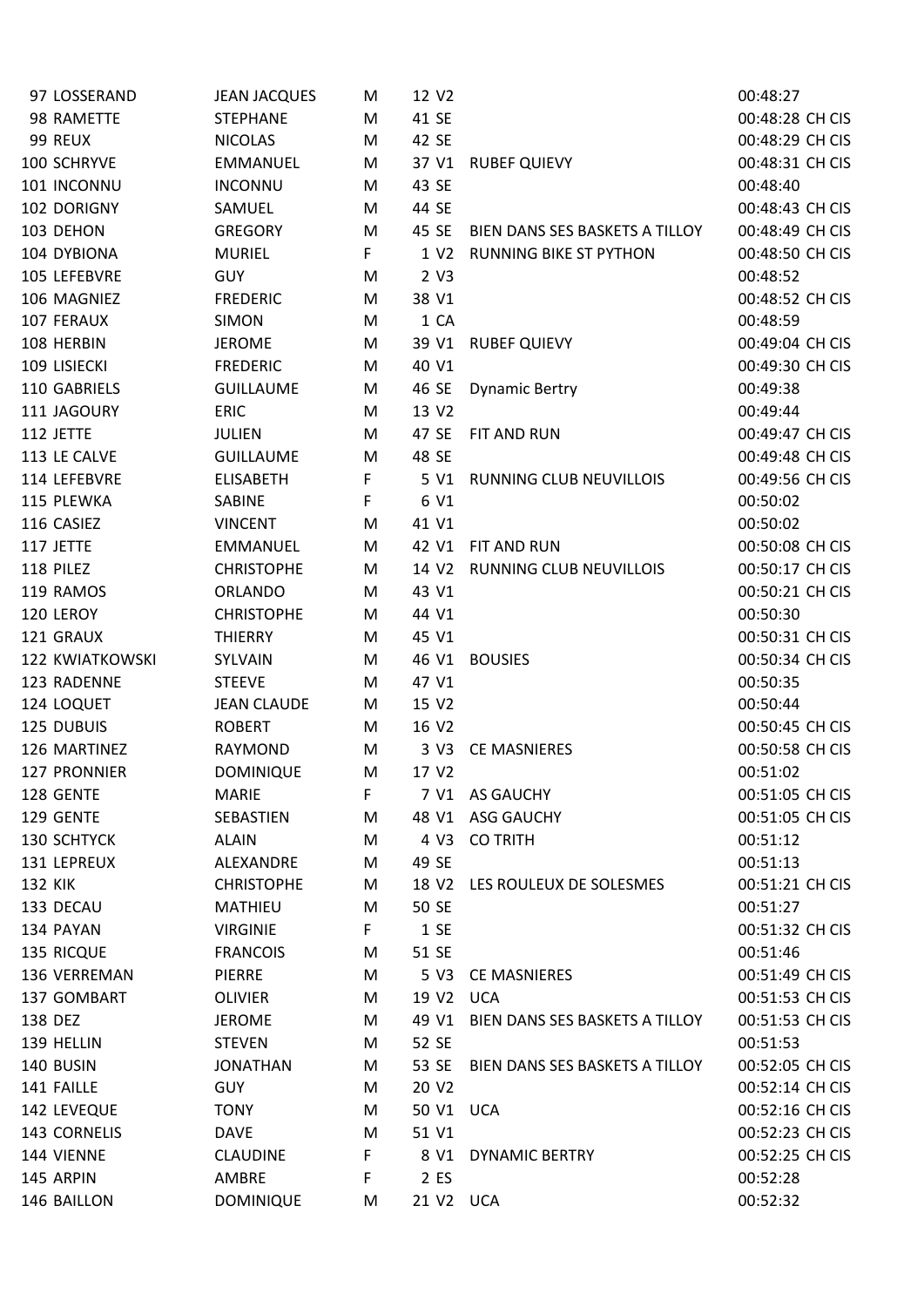| | | | | | | | |
|---|---|---|---|---|---|---|---|
| 97 | LOSSERAND | JEAN JACQUES | M | 12 V2 | | 00:48:27 | |
| 98 | RAMETTE | STEPHANE | M | 41 SE | | 00:48:28 | CH CIS |
| 99 | REUX | NICOLAS | M | 42 SE | | 00:48:29 | CH CIS |
| 100 | SCHRYVE | EMMANUEL | M | 37 V1 | RUBEF QUIEVY | 00:48:31 | CH CIS |
| 101 | INCONNU | INCONNU | M | 43 SE | | 00:48:40 | |
| 102 | DORIGNY | SAMUEL | M | 44 SE | | 00:48:43 | CH CIS |
| 103 | DEHON | GREGORY | M | 45 SE | BIEN DANS SES BASKETS A TILLOY | 00:48:49 | CH CIS |
| 104 | DYBIONA | MURIEL | F | 1 V2 | RUNNING BIKE ST PYTHON | 00:48:50 | CH CIS |
| 105 | LEFEBVRE | GUY | M | 2 V3 | | 00:48:52 | |
| 106 | MAGNIEZ | FREDERIC | M | 38 V1 | | 00:48:52 | CH CIS |
| 107 | FERAUX | SIMON | M | 1 CA | | 00:48:59 | |
| 108 | HERBIN | JEROME | M | 39 V1 | RUBEF QUIEVY | 00:49:04 | CH CIS |
| 109 | LISIECKI | FREDERIC | M | 40 V1 | | 00:49:30 | CH CIS |
| 110 | GABRIELS | GUILLAUME | M | 46 SE | Dynamic Bertry | 00:49:38 | |
| 111 | JAGOURY | ERIC | M | 13 V2 | | 00:49:44 | |
| 112 | JETTE | JULIEN | M | 47 SE | FIT AND RUN | 00:49:47 | CH CIS |
| 113 | LE CALVE | GUILLAUME | M | 48 SE | | 00:49:48 | CH CIS |
| 114 | LEFEBVRE | ELISABETH | F | 5 V1 | RUNNING CLUB NEUVILLOIS | 00:49:56 | CH CIS |
| 115 | PLEWKA | SABINE | F | 6 V1 | | 00:50:02 | |
| 116 | CASIEZ | VINCENT | M | 41 V1 | | 00:50:02 | |
| 117 | JETTE | EMMANUEL | M | 42 V1 | FIT AND RUN | 00:50:08 | CH CIS |
| 118 | PILEZ | CHRISTOPHE | M | 14 V2 | RUNNING CLUB NEUVILLOIS | 00:50:17 | CH CIS |
| 119 | RAMOS | ORLANDO | M | 43 V1 | | 00:50:21 | CH CIS |
| 120 | LEROY | CHRISTOPHE | M | 44 V1 | | 00:50:30 | |
| 121 | GRAUX | THIERRY | M | 45 V1 | | 00:50:31 | CH CIS |
| 122 | KWIATKOWSKI | SYLVAIN | M | 46 V1 | BOUSIES | 00:50:34 | CH CIS |
| 123 | RADENNE | STEEVE | M | 47 V1 | | 00:50:35 | |
| 124 | LOQUET | JEAN CLAUDE | M | 15 V2 | | 00:50:44 | |
| 125 | DUBUIS | ROBERT | M | 16 V2 | | 00:50:45 | CH CIS |
| 126 | MARTINEZ | RAYMOND | M | 3 V3 | CE MASNIERES | 00:50:58 | CH CIS |
| 127 | PRONNIER | DOMINIQUE | M | 17 V2 | | 00:51:02 | |
| 128 | GENTE | MARIE | F | 7 V1 | AS GAUCHY | 00:51:05 | CH CIS |
| 129 | GENTE | SEBASTIEN | M | 48 V1 | ASG GAUCHY | 00:51:05 | CH CIS |
| 130 | SCHTYCK | ALAIN | M | 4 V3 | CO TRITH | 00:51:12 | |
| 131 | LEPREUX | ALEXANDRE | M | 49 SE | | 00:51:13 | |
| 132 | KIK | CHRISTOPHE | M | 18 V2 | LES ROULEUX DE SOLESMES | 00:51:21 | CH CIS |
| 133 | DECAU | MATHIEU | M | 50 SE | | 00:51:27 | |
| 134 | PAYAN | VIRGINIE | F | 1 SE | | 00:51:32 | CH CIS |
| 135 | RICQUE | FRANCOIS | M | 51 SE | | 00:51:46 | |
| 136 | VERREMAN | PIERRE | M | 5 V3 | CE MASNIERES | 00:51:49 | CH CIS |
| 137 | GOMBART | OLIVIER | M | 19 V2 | UCA | 00:51:53 | CH CIS |
| 138 | DEZ | JEROME | M | 49 V1 | BIEN DANS SES BASKETS A TILLOY | 00:51:53 | CH CIS |
| 139 | HELLIN | STEVEN | M | 52 SE | | 00:51:53 | |
| 140 | BUSIN | JONATHAN | M | 53 SE | BIEN DANS SES BASKETS A TILLOY | 00:52:05 | CH CIS |
| 141 | FAILLE | GUY | M | 20 V2 | | 00:52:14 | CH CIS |
| 142 | LEVEQUE | TONY | M | 50 V1 | UCA | 00:52:16 | CH CIS |
| 143 | CORNELIS | DAVE | M | 51 V1 | | 00:52:23 | CH CIS |
| 144 | VIENNE | CLAUDINE | F | 8 V1 | DYNAMIC BERTRY | 00:52:25 | CH CIS |
| 145 | ARPIN | AMBRE | F | 2 ES | | 00:52:28 | |
| 146 | BAILLON | DOMINIQUE | M | 21 V2 | UCA | 00:52:32 | |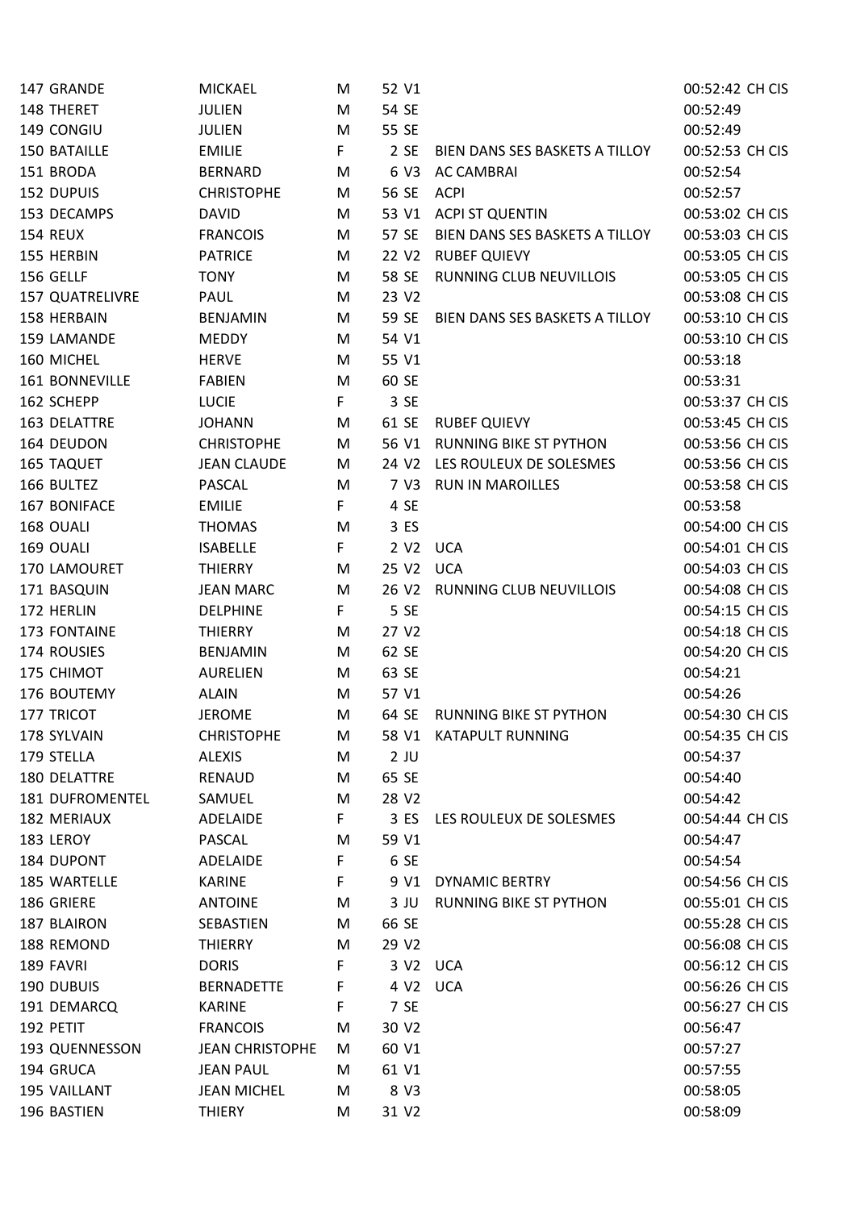| | | | | | | | | |
|---|---|---|---|---|---|---|---|---|
| 147 | GRANDE | MICKAEL | M | 52 | V1 | | 00:52:42 | CH CIS |
| 148 | THERET | JULIEN | M | 54 | SE | | 00:52:49 | |
| 149 | CONGIU | JULIEN | M | 55 | SE | | 00:52:49 | |
| 150 | BATAILLE | EMILIE | F | 2 | SE | BIEN DANS SES BASKETS A TILLOY | 00:52:53 | CH CIS |
| 151 | BRODA | BERNARD | M | 6 | V3 | AC CAMBRAI | 00:52:54 | |
| 152 | DUPUIS | CHRISTOPHE | M | 56 | SE | ACPI | 00:52:57 | |
| 153 | DECAMPS | DAVID | M | 53 | V1 | ACPI ST QUENTIN | 00:53:02 | CH CIS |
| 154 | REUX | FRANCOIS | M | 57 | SE | BIEN DANS SES BASKETS A TILLOY | 00:53:03 | CH CIS |
| 155 | HERBIN | PATRICE | M | 22 | V2 | RUBEF QUIEVY | 00:53:05 | CH CIS |
| 156 | GELLF | TONY | M | 58 | SE | RUNNING CLUB NEUVILLOIS | 00:53:05 | CH CIS |
| 157 | QUATRELIVRE | PAUL | M | 23 | V2 | | 00:53:08 | CH CIS |
| 158 | HERBAIN | BENJAMIN | M | 59 | SE | BIEN DANS SES BASKETS A TILLOY | 00:53:10 | CH CIS |
| 159 | LAMANDE | MEDDY | M | 54 | V1 | | 00:53:10 | CH CIS |
| 160 | MICHEL | HERVE | M | 55 | V1 | | 00:53:18 | |
| 161 | BONNEVILLE | FABIEN | M | 60 | SE | | 00:53:31 | |
| 162 | SCHEPP | LUCIE | F | 3 | SE | | 00:53:37 | CH CIS |
| 163 | DELATTRE | JOHANN | M | 61 | SE | RUBEF QUIEVY | 00:53:45 | CH CIS |
| 164 | DEUDON | CHRISTOPHE | M | 56 | V1 | RUNNING BIKE ST PYTHON | 00:53:56 | CH CIS |
| 165 | TAQUET | JEAN CLAUDE | M | 24 | V2 | LES ROULEUX DE SOLESMES | 00:53:56 | CH CIS |
| 166 | BULTEZ | PASCAL | M | 7 | V3 | RUN IN MAROILLES | 00:53:58 | CH CIS |
| 167 | BONIFACE | EMILIE | F | 4 | SE | | 00:53:58 | |
| 168 | OUALI | THOMAS | M | 3 | ES | | 00:54:00 | CH CIS |
| 169 | OUALI | ISABELLE | F | 2 | V2 | UCA | 00:54:01 | CH CIS |
| 170 | LAMOURET | THIERRY | M | 25 | V2 | UCA | 00:54:03 | CH CIS |
| 171 | BASQUIN | JEAN MARC | M | 26 | V2 | RUNNING CLUB NEUVILLOIS | 00:54:08 | CH CIS |
| 172 | HERLIN | DELPHINE | F | 5 | SE | | 00:54:15 | CH CIS |
| 173 | FONTAINE | THIERRY | M | 27 | V2 | | 00:54:18 | CH CIS |
| 174 | ROUSIES | BENJAMIN | M | 62 | SE | | 00:54:20 | CH CIS |
| 175 | CHIMOT | AURELIEN | M | 63 | SE | | 00:54:21 | |
| 176 | BOUTEMY | ALAIN | M | 57 | V1 | | 00:54:26 | |
| 177 | TRICOT | JEROME | M | 64 | SE | RUNNING BIKE ST PYTHON | 00:54:30 | CH CIS |
| 178 | SYLVAIN | CHRISTOPHE | M | 58 | V1 | KATAPULT RUNNING | 00:54:35 | CH CIS |
| 179 | STELLA | ALEXIS | M | 2 | JU | | 00:54:37 | |
| 180 | DELATTRE | RENAUD | M | 65 | SE | | 00:54:40 | |
| 181 | DUFROMENTEL | SAMUEL | M | 28 | V2 | | 00:54:42 | |
| 182 | MERIAUX | ADELAIDE | F | 3 | ES | LES ROULEUX DE SOLESMES | 00:54:44 | CH CIS |
| 183 | LEROY | PASCAL | M | 59 | V1 | | 00:54:47 | |
| 184 | DUPONT | ADELAIDE | F | 6 | SE | | 00:54:54 | |
| 185 | WARTELLE | KARINE | F | 9 | V1 | DYNAMIC BERTRY | 00:54:56 | CH CIS |
| 186 | GRIERE | ANTOINE | M | 3 | JU | RUNNING BIKE ST PYTHON | 00:55:01 | CH CIS |
| 187 | BLAIRON | SEBASTIEN | M | 66 | SE | | 00:55:28 | CH CIS |
| 188 | REMOND | THIERRY | M | 29 | V2 | | 00:56:08 | CH CIS |
| 189 | FAVRI | DORIS | F | 3 | V2 | UCA | 00:56:12 | CH CIS |
| 190 | DUBUIS | BERNADETTE | F | 4 | V2 | UCA | 00:56:26 | CH CIS |
| 191 | DEMARCQ | KARINE | F | 7 | SE | | 00:56:27 | CH CIS |
| 192 | PETIT | FRANCOIS | M | 30 | V2 | | 00:56:47 | |
| 193 | QUENNESSON | JEAN CHRISTOPHE | M | 60 | V1 | | 00:57:27 | |
| 194 | GRUCA | JEAN PAUL | M | 61 | V1 | | 00:57:55 | |
| 195 | VAILLANT | JEAN MICHEL | M | 8 | V3 | | 00:58:05 | |
| 196 | BASTIEN | THIERY | M | 31 | V2 | | 00:58:09 | |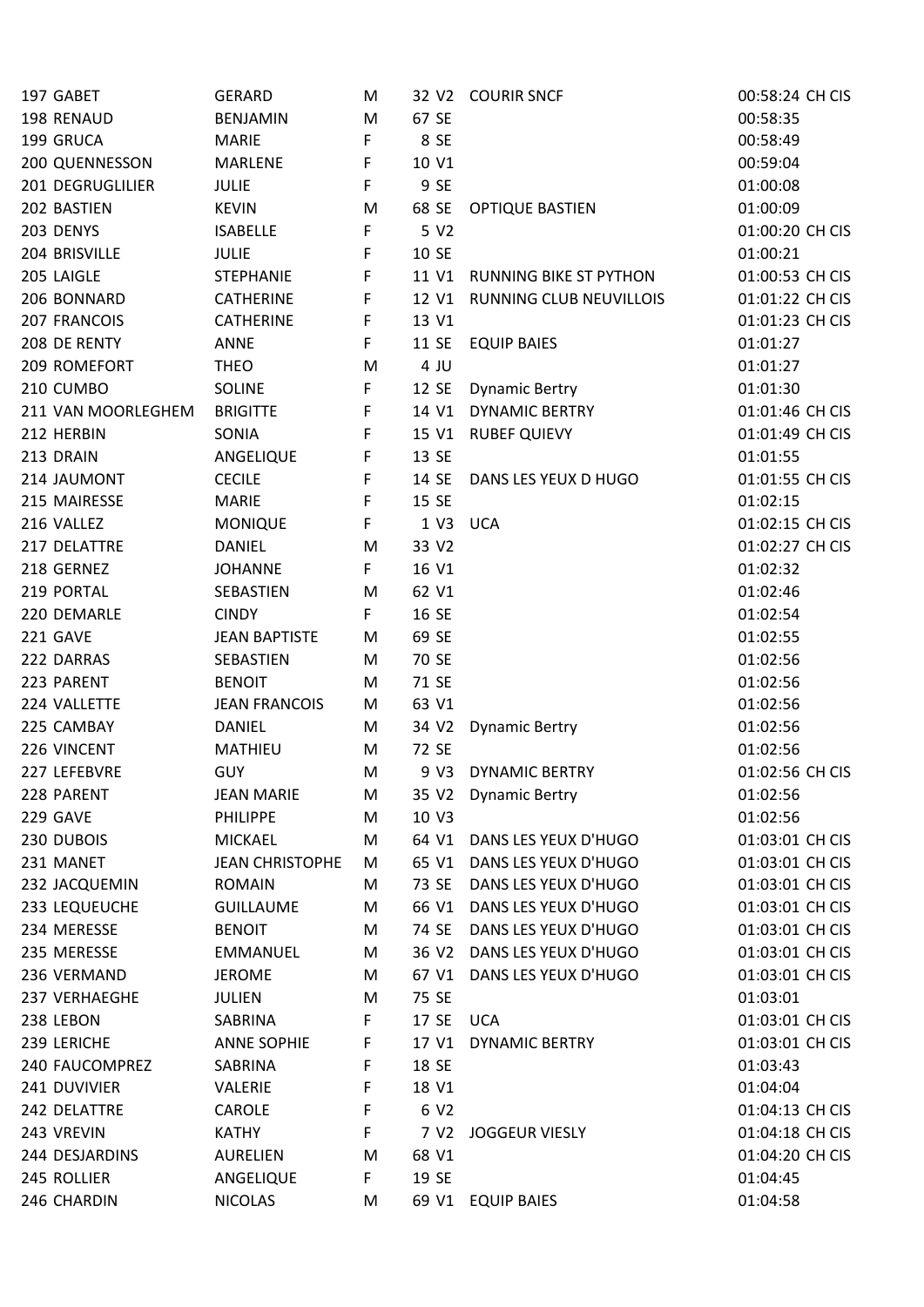| | | | | | | | |
|---|---|---|---|---|---|---|---|
| 197 | GABET | GERARD | M | 32 V2 | COURIR SNCF | 00:58:24 | CH CIS |
| 198 | RENAUD | BENJAMIN | M | 67 SE | | 00:58:35 | |
| 199 | GRUCA | MARIE | F | 8 SE | | 00:58:49 | |
| 200 | QUENNESSON | MARLENE | F | 10 V1 | | 00:59:04 | |
| 201 | DEGRUGLILIER | JULIE | F | 9 SE | | 01:00:08 | |
| 202 | BASTIEN | KEVIN | M | 68 SE | OPTIQUE BASTIEN | 01:00:09 | |
| 203 | DENYS | ISABELLE | F | 5 V2 | | 01:00:20 | CH CIS |
| 204 | BRISVILLE | JULIE | F | 10 SE | | 01:00:21 | |
| 205 | LAIGLE | STEPHANIE | F | 11 V1 | RUNNING BIKE ST PYTHON | 01:00:53 | CH CIS |
| 206 | BONNARD | CATHERINE | F | 12 V1 | RUNNING CLUB NEUVILLOIS | 01:01:22 | CH CIS |
| 207 | FRANCOIS | CATHERINE | F | 13 V1 | | 01:01:23 | CH CIS |
| 208 | DE RENTY | ANNE | F | 11 SE | EQUIP BAIES | 01:01:27 | |
| 209 | ROMEFORT | THEO | M | 4 JU | | 01:01:27 | |
| 210 | CUMBO | SOLINE | F | 12 SE | Dynamic Bertry | 01:01:30 | |
| 211 | VAN MOORLEGHEM | BRIGITTE | F | 14 V1 | DYNAMIC BERTRY | 01:01:46 | CH CIS |
| 212 | HERBIN | SONIA | F | 15 V1 | RUBEF QUIEVY | 01:01:49 | CH CIS |
| 213 | DRAIN | ANGELIQUE | F | 13 SE | | 01:01:55 | |
| 214 | JAUMONT | CECILE | F | 14 SE | DANS LES YEUX D HUGO | 01:01:55 | CH CIS |
| 215 | MAIRESSE | MARIE | F | 15 SE | | 01:02:15 | |
| 216 | VALLEZ | MONIQUE | F | 1 V3 | UCA | 01:02:15 | CH CIS |
| 217 | DELATTRE | DANIEL | M | 33 V2 | | 01:02:27 | CH CIS |
| 218 | GERNEZ | JOHANNE | F | 16 V1 | | 01:02:32 | |
| 219 | PORTAL | SEBASTIEN | M | 62 V1 | | 01:02:46 | |
| 220 | DEMARLE | CINDY | F | 16 SE | | 01:02:54 | |
| 221 | GAVE | JEAN BAPTISTE | M | 69 SE | | 01:02:55 | |
| 222 | DARRAS | SEBASTIEN | M | 70 SE | | 01:02:56 | |
| 223 | PARENT | BENOIT | M | 71 SE | | 01:02:56 | |
| 224 | VALLETTE | JEAN FRANCOIS | M | 63 V1 | | 01:02:56 | |
| 225 | CAMBAY | DANIEL | M | 34 V2 | Dynamic Bertry | 01:02:56 | |
| 226 | VINCENT | MATHIEU | M | 72 SE | | 01:02:56 | |
| 227 | LEFEBVRE | GUY | M | 9 V3 | DYNAMIC BERTRY | 01:02:56 | CH CIS |
| 228 | PARENT | JEAN MARIE | M | 35 V2 | Dynamic Bertry | 01:02:56 | |
| 229 | GAVE | PHILIPPE | M | 10 V3 | | 01:02:56 | |
| 230 | DUBOIS | MICKAEL | M | 64 V1 | DANS LES YEUX D'HUGO | 01:03:01 | CH CIS |
| 231 | MANET | JEAN CHRISTOPHE | M | 65 V1 | DANS LES YEUX D'HUGO | 01:03:01 | CH CIS |
| 232 | JACQUEMIN | ROMAIN | M | 73 SE | DANS LES YEUX D'HUGO | 01:03:01 | CH CIS |
| 233 | LEQUEUCHE | GUILLAUME | M | 66 V1 | DANS LES YEUX D'HUGO | 01:03:01 | CH CIS |
| 234 | MERESSE | BENOIT | M | 74 SE | DANS LES YEUX D'HUGO | 01:03:01 | CH CIS |
| 235 | MERESSE | EMMANUEL | M | 36 V2 | DANS LES YEUX D'HUGO | 01:03:01 | CH CIS |
| 236 | VERMAND | JEROME | M | 67 V1 | DANS LES YEUX D'HUGO | 01:03:01 | CH CIS |
| 237 | VERHAEGHE | JULIEN | M | 75 SE | | 01:03:01 | |
| 238 | LEBON | SABRINA | F | 17 SE | UCA | 01:03:01 | CH CIS |
| 239 | LERICHE | ANNE SOPHIE | F | 17 V1 | DYNAMIC BERTRY | 01:03:01 | CH CIS |
| 240 | FAUCOMPREZ | SABRINA | F | 18 SE | | 01:03:43 | |
| 241 | DUVIVIER | VALERIE | F | 18 V1 | | 01:04:04 | |
| 242 | DELATTRE | CAROLE | F | 6 V2 | | 01:04:13 | CH CIS |
| 243 | VREVIN | KATHY | F | 7 V2 | JOGGEUR VIESLY | 01:04:18 | CH CIS |
| 244 | DESJARDINS | AURELIEN | M | 68 V1 | | 01:04:20 | CH CIS |
| 245 | ROLLIER | ANGELIQUE | F | 19 SE | | 01:04:45 | |
| 246 | CHARDIN | NICOLAS | M | 69 V1 | EQUIP BAIES | 01:04:58 | |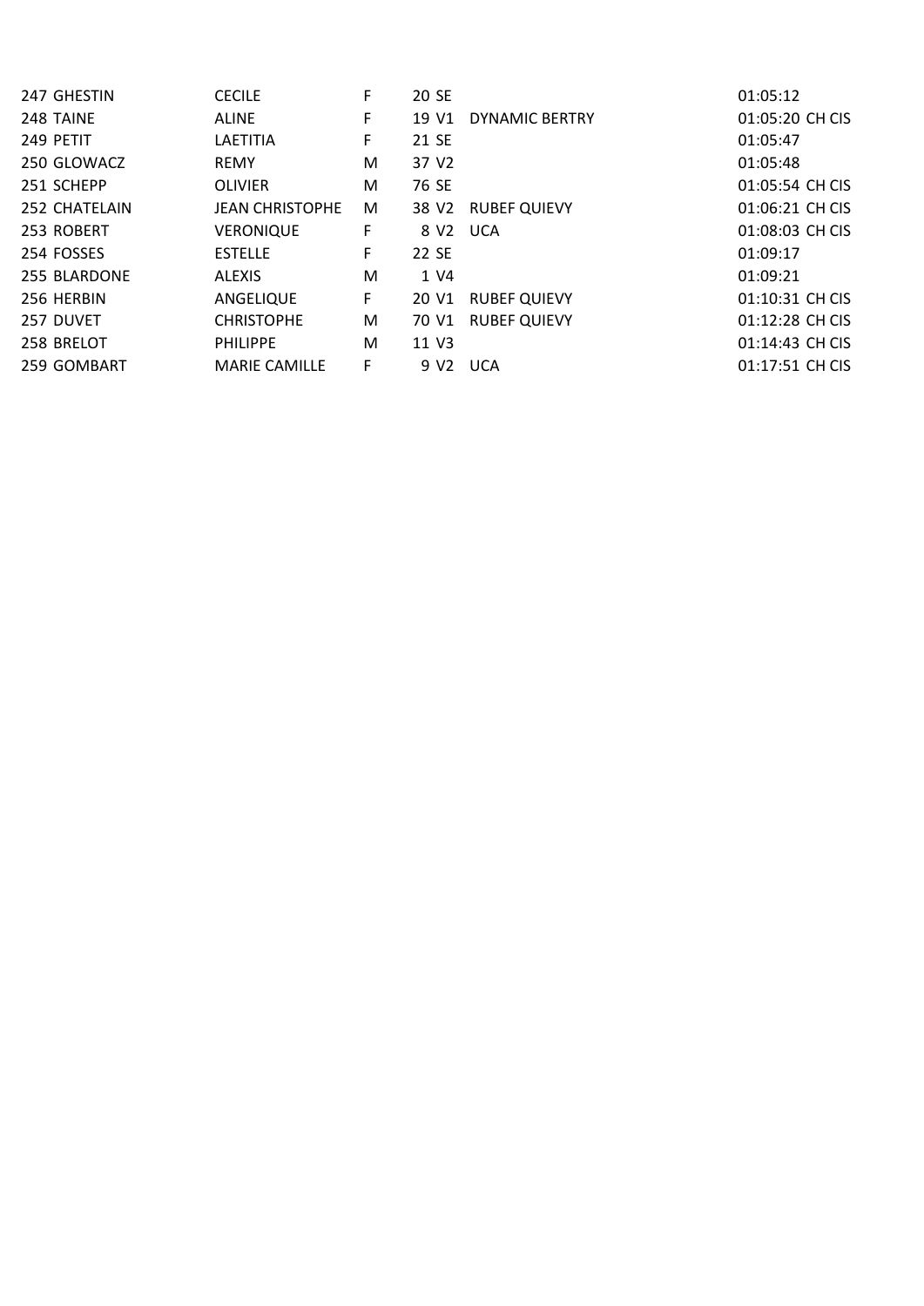| | | | | | | | | |
|---|---|---|---|---|---|---|---|---|
| 247 | GHESTIN | CECILE | F | 20 | SE | | 01:05:12 | |
| 248 | TAINE | ALINE | F | 19 | V1 | DYNAMIC BERTRY | 01:05:20 | CH CIS |
| 249 | PETIT | LAETITIA | F | 21 | SE | | 01:05:47 | |
| 250 | GLOWACZ | REMY | M | 37 | V2 | | 01:05:48 | |
| 251 | SCHEPP | OLIVIER | M | 76 | SE | | 01:05:54 | CH CIS |
| 252 | CHATELAIN | JEAN CHRISTOPHE | M | 38 | V2 | RUBEF QUIEVY | 01:06:21 | CH CIS |
| 253 | ROBERT | VERONIQUE | F | 8 | V2 | UCA | 01:08:03 | CH CIS |
| 254 | FOSSES | ESTELLE | F | 22 | SE | | 01:09:17 | |
| 255 | BLARDONE | ALEXIS | M | 1 | V4 | | 01:09:21 | |
| 256 | HERBIN | ANGELIQUE | F | 20 | V1 | RUBEF QUIEVY | 01:10:31 | CH CIS |
| 257 | DUVET | CHRISTOPHE | M | 70 | V1 | RUBEF QUIEVY | 01:12:28 | CH CIS |
| 258 | BRELOT | PHILIPPE | M | 11 | V3 | | 01:14:43 | CH CIS |
| 259 | GOMBART | MARIE CAMILLE | F | 9 | V2 | UCA | 01:17:51 | CH CIS |